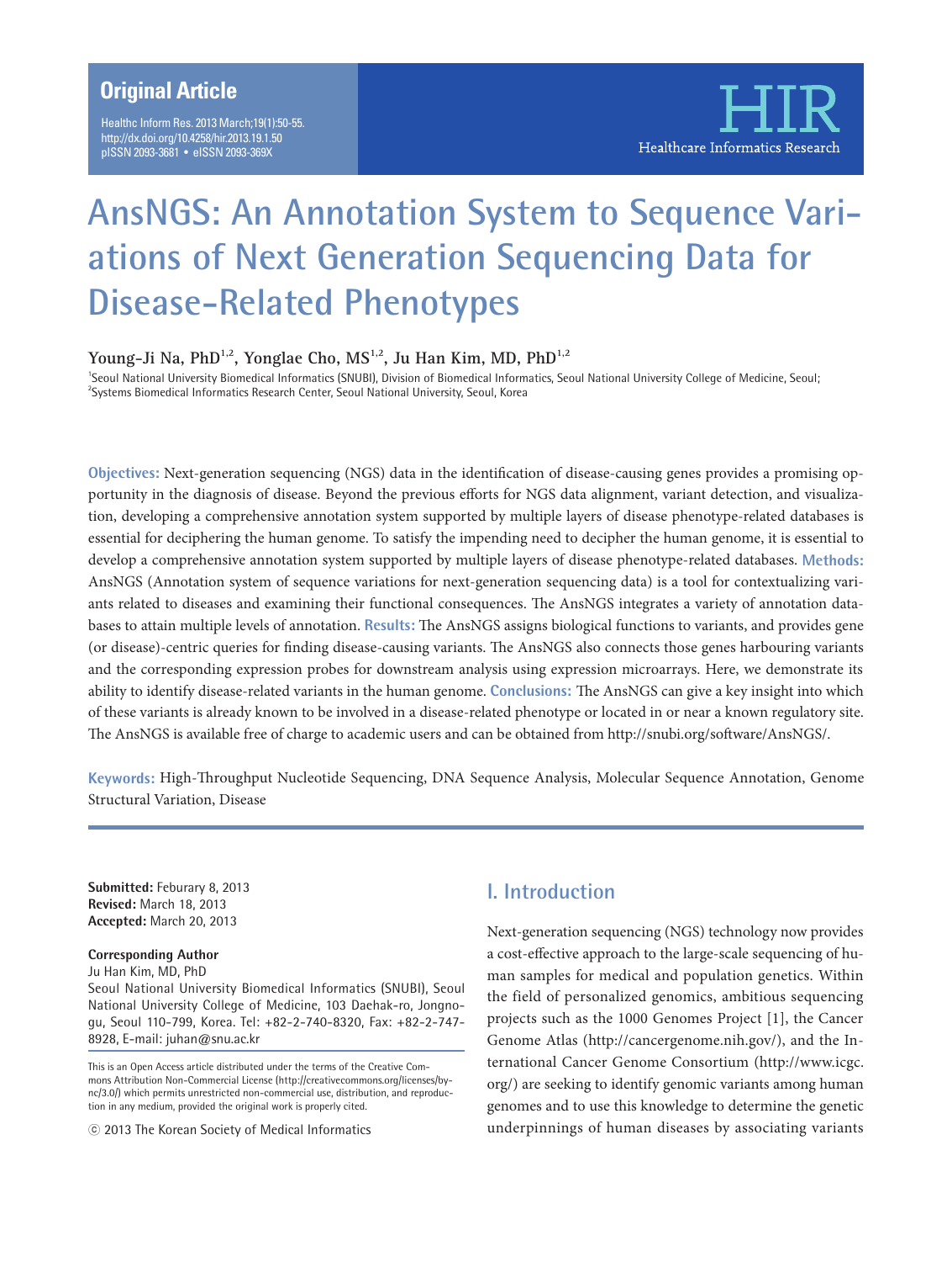# Original Article

# AnsNGS: An Annotation System to Sequence Variations of Next Generation Sequencing Data for Disease-Related Phenotypes

**Young-Ji Na, PhD[1,2], Yonglae Cho, MS[1,2], Ju Han Kim, MD, PhD[1,2]**

[1]Seoul National University Biomedical Informatics (SNUBI), Division of Biomedical Informatics, Seoul National University College of Medicine, Seoul;
[2]Systems Biomedical Informatics Research Center, Seoul National University, Seoul, Korea

**Objectives:** Next-generation sequencing (NGS) data in the identification of disease-causing genes provides a promising opportunity in the diagnosis of disease. Beyond the previous efforts for NGS data alignment, variant detection, and visualization, developing a comprehensive annotation system supported by multiple layers of disease phenotype-related databases is essential for deciphering the human genome. To satisfy the impending need to decipher the human genome, it is essential to develop a comprehensive annotation system supported by multiple layers of disease phenotype-related databases. **Methods:** AnsNGS (Annotation system of sequence variations for next-generation sequencing data) is a tool for contextualizing variants related to diseases and examining their functional consequences. The AnsNGS integrates a variety of annotation databases to attain multiple levels of annotation. **Results:** The AnsNGS assigns biological functions to variants, and provides gene (or disease)-centric queries for finding disease-causing variants. The AnsNGS also connects those genes harbouring variants and the corresponding expression probes for downstream analysis using expression microarrays. Here, we demonstrate its ability to identify disease-related variants in the human genome. **Conclusions:** The AnsNGS can give a key insight into which of these variants is already known to be involved in a disease-related phenotype or located in or near a known regulatory site. The AnsNGS is available free of charge to academic users and can be obtained from http://snubi.org/software/AnsNGS/.

**Keywords:** High-Throughput Nucleotide Sequencing, DNA Sequence Analysis, Molecular Sequence Annotation, Genome Structural Variation, Disease

**Submitted:** Feburary 8, 2013
**Revised:** March 18, 2013
**Accepted:** March 20, 2013

**Corresponding Author**
Ju Han Kim, MD, PhD
Seoul National University Biomedical Informatics (SNUBI), Seoul National University College of Medicine, 103 Daehak-ro, Jongno-gu, Seoul 110-799, Korea. Tel: +82-2-740-8320, Fax: +82-2-747-8928, E-mail: juhan@snu.ac.kr

This is an Open Access article distributed under the terms of the Creative Commons Attribution Non-Commercial License (http://creativecommons.org/licenses/by-nc/3.0/) which permits unrestricted non-commercial use, distribution, and reproduction in any medium, provided the original work is properly cited.

ⓒ 2013 The Korean Society of Medical Informatics

## I. Introduction

Next-generation sequencing (NGS) technology now provides a cost-effective approach to the large-scale sequencing of human samples for medical and population genetics. Within the field of personalized genomics, ambitious sequencing projects such as the 1000 Genomes Project [1], the Cancer Genome Atlas (http://cancergenome.nih.gov/), and the International Cancer Genome Consortium (http://www.icgc.org/) are seeking to identify genomic variants among human genomes and to use this knowledge to determine the genetic underpinnings of human diseases by associating variants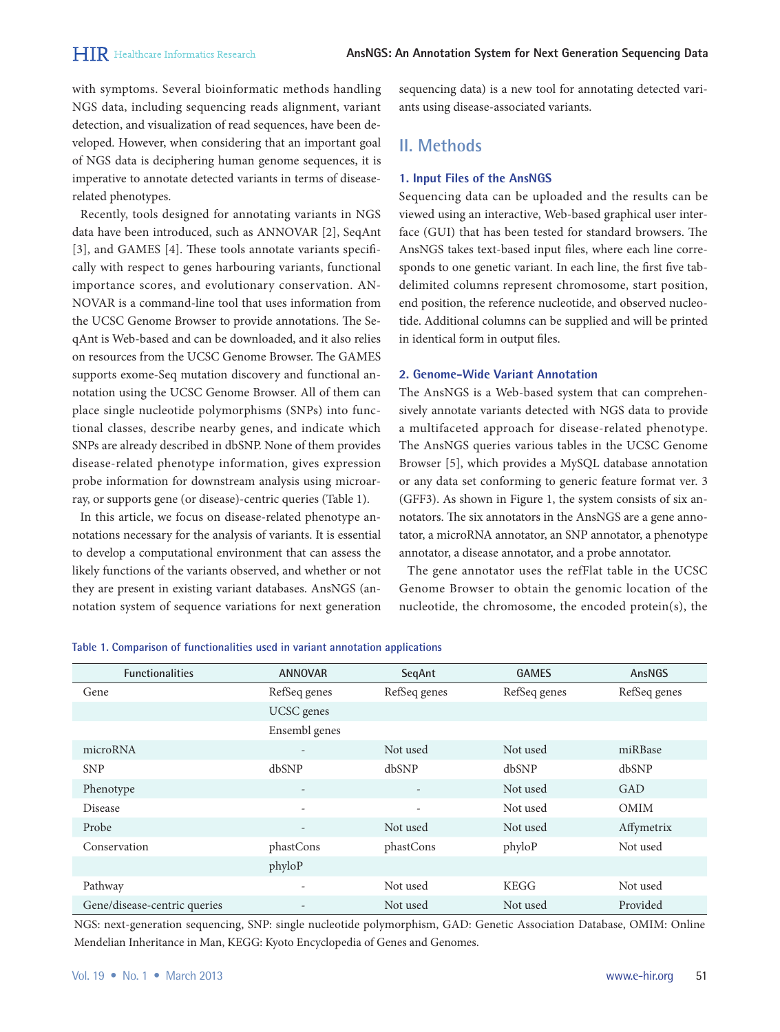with symptoms. Several bioinformatic methods handling NGS data, including sequencing reads alignment, variant detection, and visualization of read sequences, have been developed. However, when considering that an important goal of NGS data is deciphering human genome sequences, it is imperative to annotate detected variants in terms of disease-related phenotypes.

Recently, tools designed for annotating variants in NGS data have been introduced, such as ANNOVAR [2], SeqAnt [3], and GAMES [4]. These tools annotate variants specifically with respect to genes harbouring variants, functional importance scores, and evolutionary conservation. ANNOVAR is a command-line tool that uses information from the UCSC Genome Browser to provide annotations. The SeqAnt is Web-based and can be downloaded, and it also relies on resources from the UCSC Genome Browser. The GAMES supports exome-Seq mutation discovery and functional annotation using the UCSC Genome Browser. All of them can place single nucleotide polymorphisms (SNPs) into functional classes, describe nearby genes, and indicate which SNPs are already described in dbSNP. None of them provides disease-related phenotype information, gives expression probe information for downstream analysis using microarray, or supports gene (or disease)-centric queries (Table 1).

In this article, we focus on disease-related phenotype annotations necessary for the analysis of variants. It is essential to develop a computational environment that can assess the likely functions of the variants observed, and whether or not they are present in existing variant databases. AnsNGS (annotation system of sequence variations for next generation sequencing data) is a new tool for annotating detected variants using disease-associated variants.

## II. Methods

### 1. Input Files of the AnsNGS

Sequencing data can be uploaded and the results can be viewed using an interactive, Web-based graphical user interface (GUI) that has been tested for standard browsers. The AnsNGS takes text-based input files, where each line corresponds to one genetic variant. In each line, the first five tab-delimited columns represent chromosome, start position, end position, the reference nucleotide, and observed nucleotide. Additional columns can be supplied and will be printed in identical form in output files.

### 2. Genome-Wide Variant Annotation

The AnsNGS is a Web-based system that can comprehensively annotate variants detected with NGS data to provide a multifaceted approach for disease-related phenotype. The AnsNGS queries various tables in the UCSC Genome Browser [5], which provides a MySQL database annotation or any data set conforming to generic feature format ver. 3 (GFF3). As shown in Figure 1, the system consists of six annotators. The six annotators in the AnsNGS are a gene annotator, a microRNA annotator, an SNP annotator, a phenotype annotator, a disease annotator, and a probe annotator.

The gene annotator uses the refFlat table in the UCSC Genome Browser to obtain the genomic location of the nucleotide, the chromosome, the encoded protein(s), the

Table 1. Comparison of functionalities used in variant annotation applications

| Functionalities | ANNOVAR | SeqAnt | GAMES | AnsNGS |
|---|---|---|---|---|
| Gene | RefSeq genes | RefSeq genes | RefSeq genes | RefSeq genes |
| | UCSC genes | | | |
| | Ensembl genes | | | |
| microRNA | - | Not used | Not used | miRBase |
| SNP | dbSNP | dbSNP | dbSNP | dbSNP |
| Phenotype | - | - | Not used | GAD |
| Disease | - | - | Not used | OMIM |
| Probe | - | Not used | Not used | Affymetrix |
| Conservation | phastCons | phastCons | phyloP | Not used |
| | phyloP | | | |
| Pathway | - | Not used | KEGG | Not used |
| Gene/disease-centric queries | - | Not used | Not used | Provided |

NGS: next-generation sequencing, SNP: single nucleotide polymorphism, GAD: Genetic Association Database, OMIM: Online Mendelian Inheritance in Man, KEGG: Kyoto Encyclopedia of Genes and Genomes.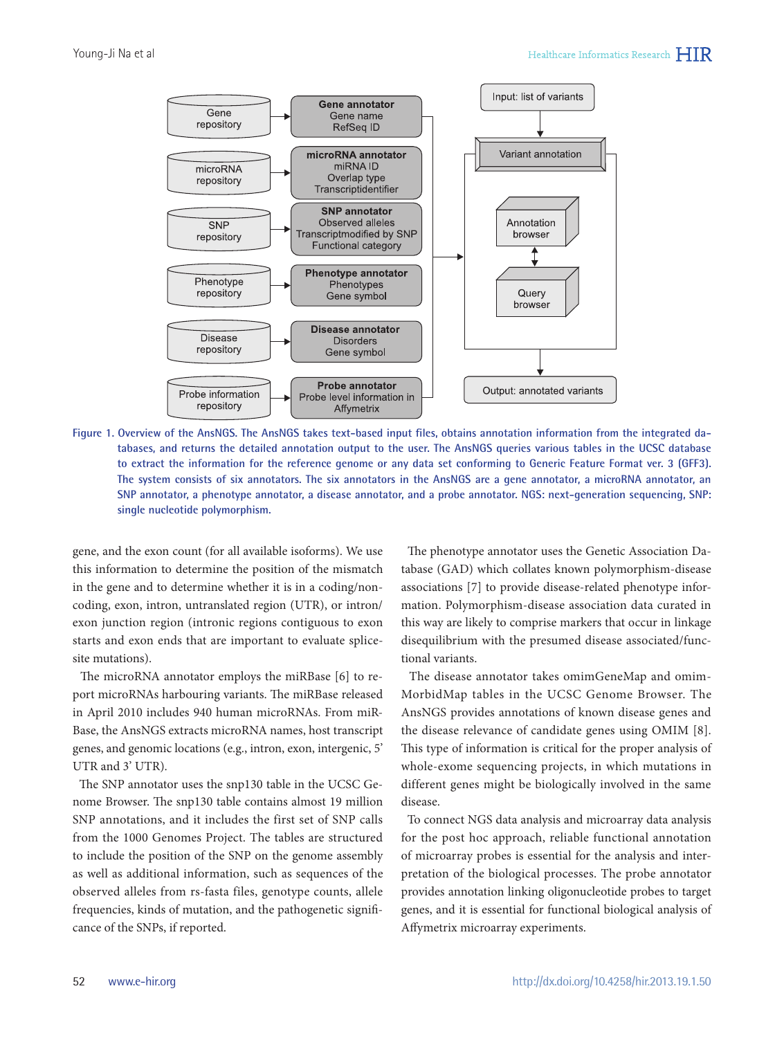Figure 1. Overview of the AnsNGS. The AnsNGS takes text-based input files, obtains annotation information from the integrated databases, and returns the detailed annotation output to the user. The AnsNGS queries various tables in the UCSC database to extract the information for the reference genome or any data set conforming to Generic Feature Format ver. 3 (GFF3). The system consists of six annotators. The six annotators in the AnsNGS are a gene annotator, a microRNA annotator, an SNP annotator, a phenotype annotator, a disease annotator, and a probe annotator. NGS: next-generation sequencing, SNP: single nucleotide polymorphism.

gene, and the exon count (for all available isoforms). We use this information to determine the position of the mismatch in the gene and to determine whether it is in a coding/non-coding, exon, intron, untranslated region (UTR), or intron/exon junction region (intronic regions contiguous to exon starts and exon ends that are important to evaluate splice-site mutations).

The microRNA annotator employs the miRBase [6] to report microRNAs harbouring variants. The miRBase released in April 2010 includes 940 human microRNAs. From miRBase, the AnsNGS extracts microRNA names, host transcript genes, and genomic locations (e.g., intron, exon, intergenic, 5' UTR and 3' UTR).

The SNP annotator uses the snp130 table in the UCSC Genome Browser. The snp130 table contains almost 19 million SNP annotations, and it includes the first set of SNP calls from the 1000 Genomes Project. The tables are structured to include the position of the SNP on the genome assembly as well as additional information, such as sequences of the observed alleles from rs-fasta files, genotype counts, allele frequencies, kinds of mutation, and the pathogenetic significance of the SNPs, if reported.

The phenotype annotator uses the Genetic Association Database (GAD) which collates known polymorphism-disease associations [7] to provide disease-related phenotype information. Polymorphism-disease association data curated in this way are likely to comprise markers that occur in linkage disequilibrium with the presumed disease associated/functional variants.

The disease annotator takes omimGeneMap and omimMorbidMap tables in the UCSC Genome Browser. The AnsNGS provides annotations of known disease genes and the disease relevance of candidate genes using OMIM [8]. This type of information is critical for the proper analysis of whole-exome sequencing projects, in which mutations in different genes might be biologically involved in the same disease.

To connect NGS data analysis and microarray data analysis for the post hoc approach, reliable functional annotation of microarray probes is essential for the analysis and interpretation of the biological processes. The probe annotator provides annotation linking oligonucleotide probes to target genes, and it is essential for functional biological analysis of Affymetrix microarray experiments.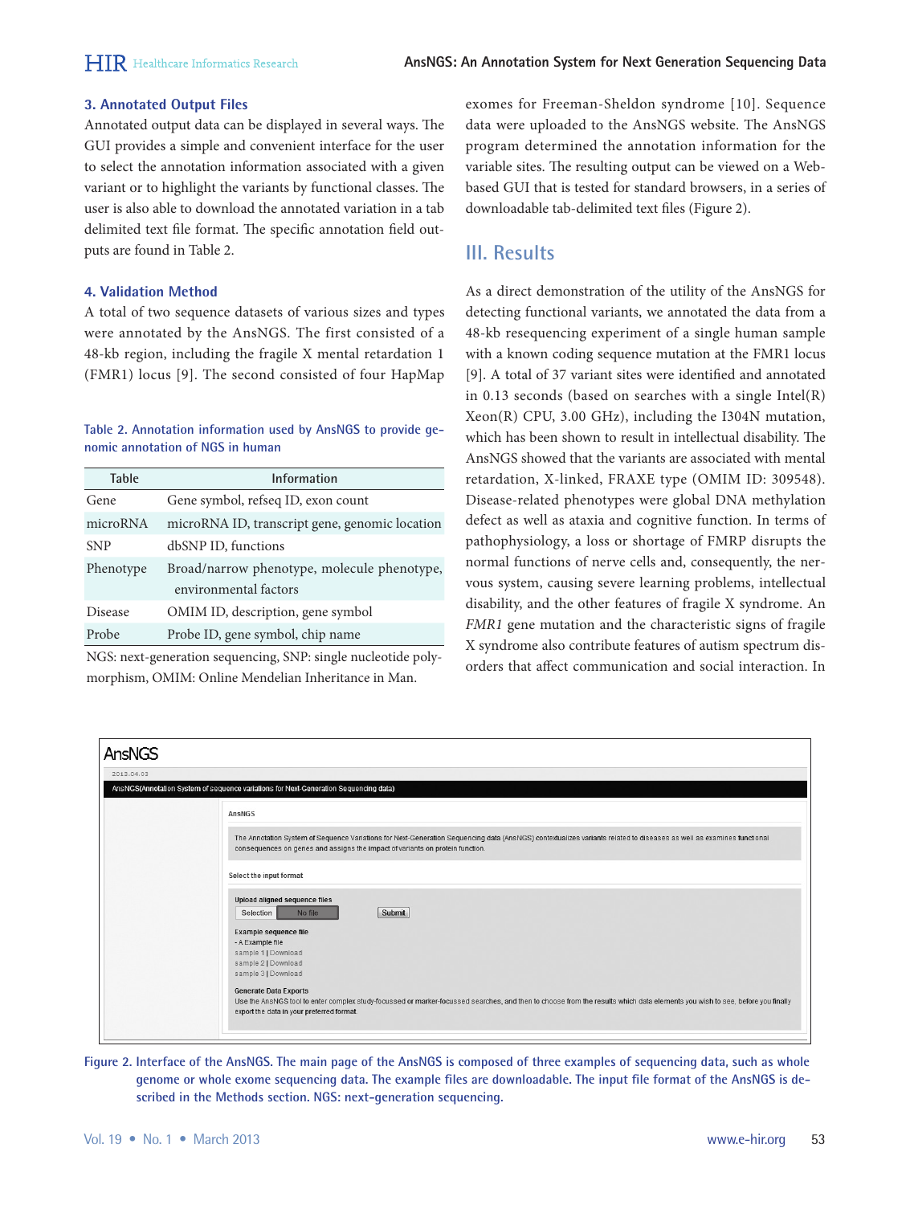### 3. Annotated Output Files

Annotated output data can be displayed in several ways. The GUI provides a simple and convenient interface for the user to select the annotation information associated with a given variant or to highlight the variants by functional classes. The user is also able to download the annotated variation in a tab delimited text file format. The specific annotation field outputs are found in Table 2.

### 4. Validation Method

A total of two sequence datasets of various sizes and types were annotated by the AnsNGS. The first consisted of a 48-kb region, including the fragile X mental retardation 1 (FMR1) locus [9]. The second consisted of four HapMap exomes for Freeman-Sheldon syndrome [10]. Sequence data were uploaded to the AnsNGS website. The AnsNGS program determined the annotation information for the variable sites. The resulting output can be viewed on a Web-based GUI that is tested for standard browsers, in a series of downloadable tab-delimited text files (Figure 2).

Table 2. Annotation information used by AnsNGS to provide genomic annotation of NGS in human

| Table | Information |
|---|---|
| Gene | Gene symbol, refseq ID, exon count |
| microRNA | microRNA ID, transcript gene, genomic location |
| SNP | dbSNP ID, functions |
| Phenotype | Broad/narrow phenotype, molecule phenotype, environmental factors |
| Disease | OMIM ID, description, gene symbol |
| Probe | Probe ID, gene symbol, chip name |

NGS: next-generation sequencing, SNP: single nucleotide polymorphism, OMIM: Online Mendelian Inheritance in Man.

## III. Results

As a direct demonstration of the utility of the AnsNGS for detecting functional variants, we annotated the data from a 48-kb resequencing experiment of a single human sample with a known coding sequence mutation at the FMR1 locus [9]. A total of 37 variant sites were identified and annotated in 0.13 seconds (based on searches with a single Intel(R) Xeon(R) CPU, 3.00 GHz), including the I304N mutation, which has been shown to result in intellectual disability. The AnsNGS showed that the variants are associated with mental retardation, X-linked, FRAXE type (OMIM ID: 309548). Disease-related phenotypes were global DNA methylation defect as well as ataxia and cognitive function. In terms of pathophysiology, a loss or shortage of FMRP disrupts the normal functions of nerve cells and, consequently, the nervous system, causing severe learning problems, intellectual disability, and the other features of fragile X syndrome. An *FMR1* gene mutation and the characteristic signs of fragile X syndrome also contribute features of autism spectrum disorders that affect communication and social interaction. In

Figure 2. Interface of the AnsNGS. The main page of the AnsNGS is composed of three examples of sequencing data, such as whole genome or whole exome sequencing data. The example files are downloadable. The input file format of the AnsNGS is described in the Methods section. NGS: next-generation sequencing.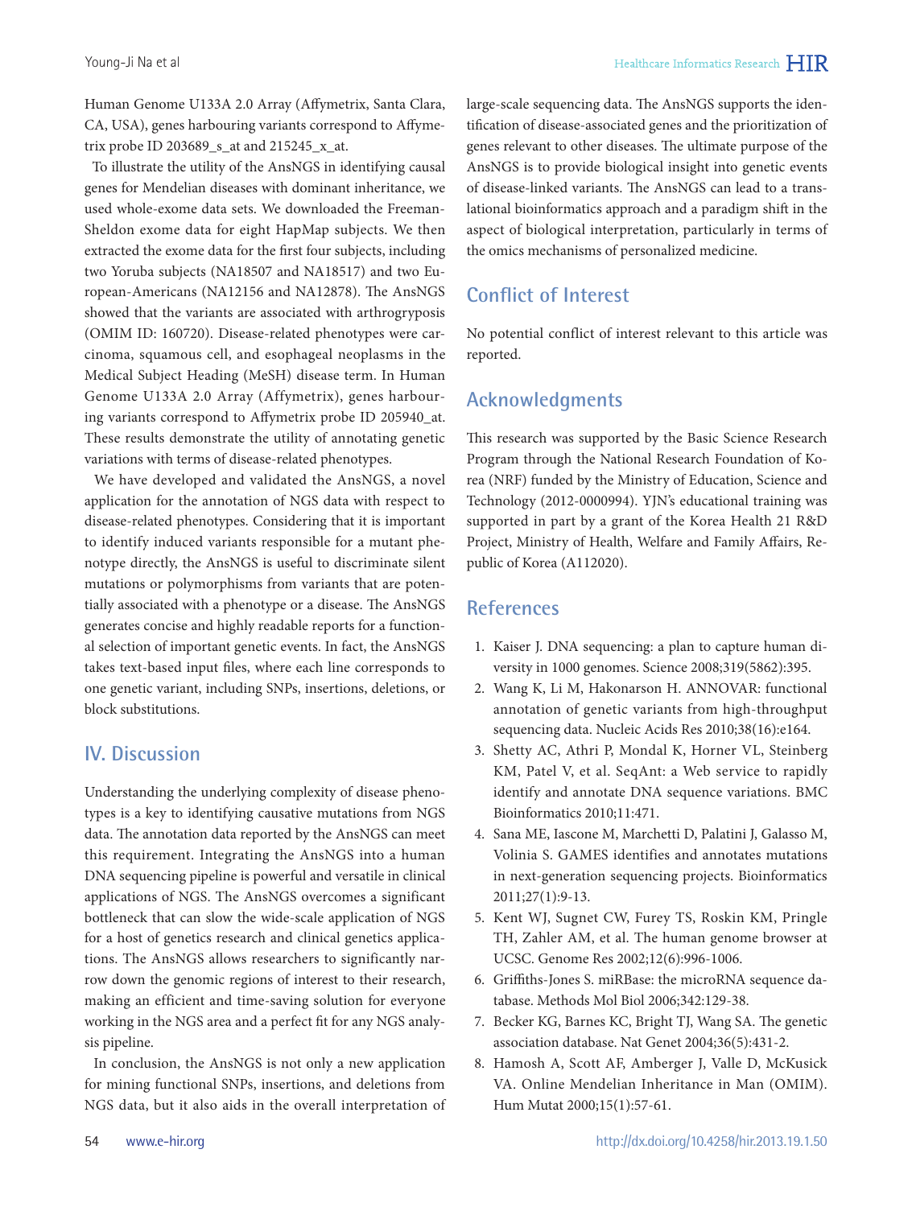Human Genome U133A 2.0 Array (Affymetrix, Santa Clara, CA, USA), genes harbouring variants correspond to Affymetrix probe ID 203689_s_at and 215245_x_at.

To illustrate the utility of the AnsNGS in identifying causal genes for Mendelian diseases with dominant inheritance, we used whole-exome data sets. We downloaded the Freeman-Sheldon exome data for eight HapMap subjects. We then extracted the exome data for the first four subjects, including two Yoruba subjects (NA18507 and NA18517) and two European-Americans (NA12156 and NA12878). The AnsNGS showed that the variants are associated with arthrogryposis (OMIM ID: 160720). Disease-related phenotypes were carcinoma, squamous cell, and esophageal neoplasms in the Medical Subject Heading (MeSH) disease term. In Human Genome U133A 2.0 Array (Affymetrix), genes harbouring variants correspond to Affymetrix probe ID 205940_at. These results demonstrate the utility of annotating genetic variations with terms of disease-related phenotypes.

We have developed and validated the AnsNGS, a novel application for the annotation of NGS data with respect to disease-related phenotypes. Considering that it is important to identify induced variants responsible for a mutant phenotype directly, the AnsNGS is useful to discriminate silent mutations or polymorphisms from variants that are potentially associated with a phenotype or a disease. The AnsNGS generates concise and highly readable reports for a functional selection of important genetic events. In fact, the AnsNGS takes text-based input files, where each line corresponds to one genetic variant, including SNPs, insertions, deletions, or block substitutions.

## IV. Discussion

Understanding the underlying complexity of disease phenotypes is a key to identifying causative mutations from NGS data. The annotation data reported by the AnsNGS can meet this requirement. Integrating the AnsNGS into a human DNA sequencing pipeline is powerful and versatile in clinical applications of NGS. The AnsNGS overcomes a significant bottleneck that can slow the wide-scale application of NGS for a host of genetics research and clinical genetics applications. The AnsNGS allows researchers to significantly narrow down the genomic regions of interest to their research, making an efficient and time-saving solution for everyone working in the NGS area and a perfect fit for any NGS analysis pipeline.

In conclusion, the AnsNGS is not only a new application for mining functional SNPs, insertions, and deletions from NGS data, but it also aids in the overall interpretation of large-scale sequencing data. The AnsNGS supports the identification of disease-associated genes and the prioritization of genes relevant to other diseases. The ultimate purpose of the AnsNGS is to provide biological insight into genetic events of disease-linked variants. The AnsNGS can lead to a translational bioinformatics approach and a paradigm shift in the aspect of biological interpretation, particularly in terms of the omics mechanisms of personalized medicine.

## Conflict of Interest

No potential conflict of interest relevant to this article was reported.

## Acknowledgments

This research was supported by the Basic Science Research Program through the National Research Foundation of Korea (NRF) funded by the Ministry of Education, Science and Technology (2012-0000994). YJN's educational training was supported in part by a grant of the Korea Health 21 R&D Project, Ministry of Health, Welfare and Family Affairs, Republic of Korea (A112020).

## References

1. Kaiser J. DNA sequencing: a plan to capture human diversity in 1000 genomes. Science 2008;319(5862):395.
2. Wang K, Li M, Hakonarson H. ANNOVAR: functional annotation of genetic variants from high-throughput sequencing data. Nucleic Acids Res 2010;38(16):e164.
3. Shetty AC, Athri P, Mondal K, Horner VL, Steinberg KM, Patel V, et al. SeqAnt: a Web service to rapidly identify and annotate DNA sequence variations. BMC Bioinformatics 2010;11:471.
4. Sana ME, Iascone M, Marchetti D, Palatini J, Galasso M, Volinia S. GAMES identifies and annotates mutations in next-generation sequencing projects. Bioinformatics 2011;27(1):9-13.
5. Kent WJ, Sugnet CW, Furey TS, Roskin KM, Pringle TH, Zahler AM, et al. The human genome browser at UCSC. Genome Res 2002;12(6):996-1006.
6. Griffiths-Jones S. miRBase: the microRNA sequence database. Methods Mol Biol 2006;342:129-38.
7. Becker KG, Barnes KC, Bright TJ, Wang SA. The genetic association database. Nat Genet 2004;36(5):431-2.
8. Hamosh A, Scott AF, Amberger J, Valle D, McKusick VA. Online Mendelian Inheritance in Man (OMIM). Hum Mutat 2000;15(1):57-61.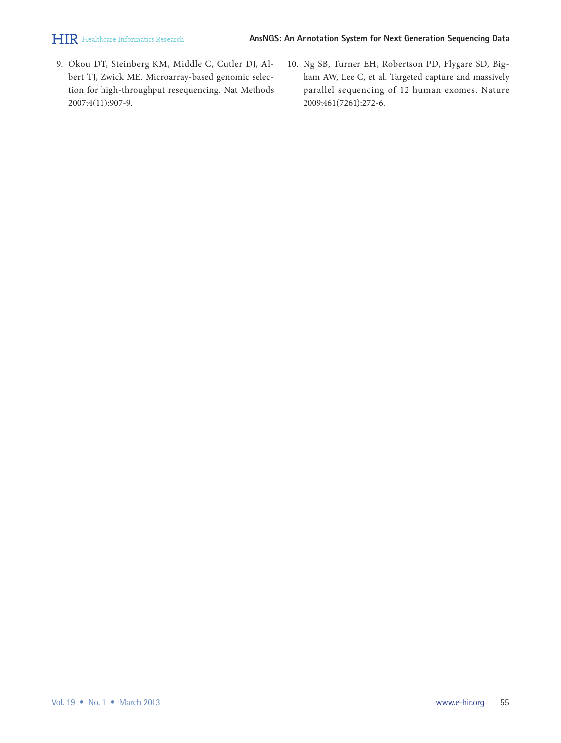9. Okou DT, Steinberg KM, Middle C, Cutler DJ, Albert TJ, Zwick ME. Microarray-based genomic selection for high-throughput resequencing. Nat Methods 2007;4(11):907-9.
10. Ng SB, Turner EH, Robertson PD, Flygare SD, Bigham AW, Lee C, et al. Targeted capture and massively parallel sequencing of 12 human exomes. Nature 2009;461(7261):272-6.